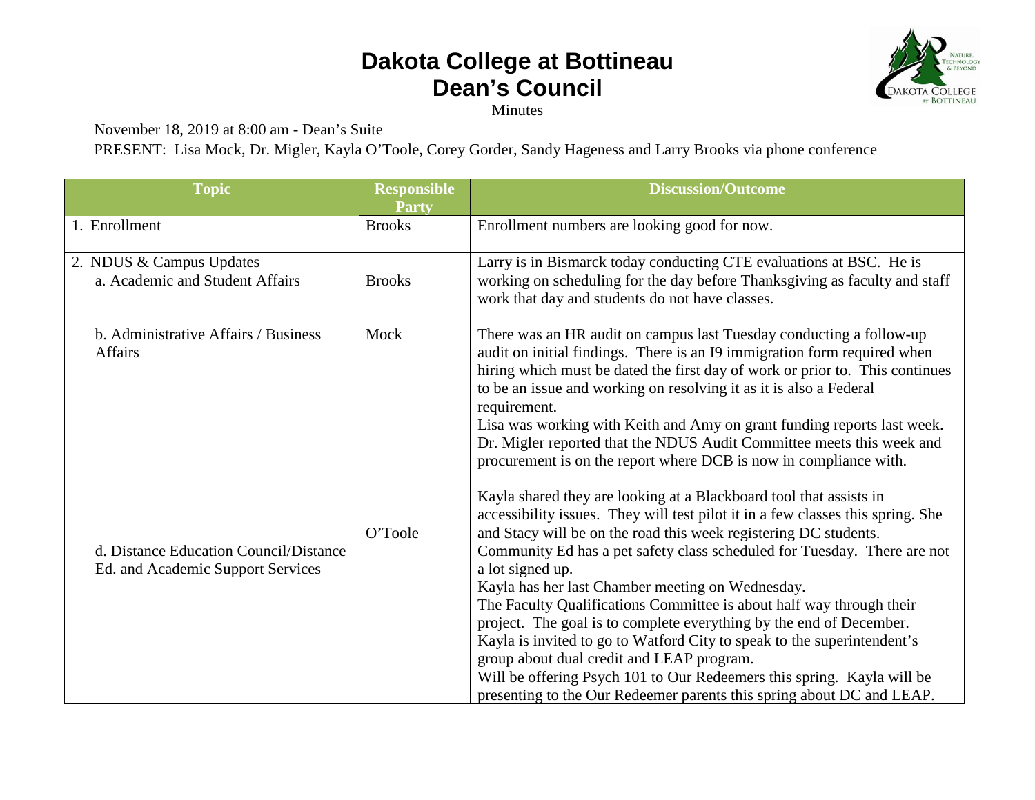# Dakota College at Bottineau
# Dean's Council

Minutes

November 18, 2019 at 8:00 am - Dean's Suite

PRESENT: Lisa Mock, Dr. Migler, Kayla O'Toole, Corey Gorder, Sandy Hageness and Larry Brooks via phone conference

| Topic | Responsible Party | Discussion/Outcome |
|---|---|---|
| 1. Enrollment | Brooks | Enrollment numbers are looking good for now. |
| 2. NDUS & Campus Updates<br>a. Academic and Student Affairs | Brooks | Larry is in Bismarck today conducting CTE evaluations at BSC. He is working on scheduling for the day before Thanksgiving as faculty and staff work that day and students do not have classes. |
| b. Administrative Affairs / Business Affairs | Mock | There was an HR audit on campus last Tuesday conducting a follow-up audit on initial findings. There is an I9 immigration form required when hiring which must be dated the first day of work or prior to. This continues to be an issue and working on resolving it as it is also a Federal requirement.<br>Lisa was working with Keith and Amy on grant funding reports last week.<br>Dr. Migler reported that the NDUS Audit Committee meets this week and procurement is on the report where DCB is now in compliance with. |
| d. Distance Education Council/Distance Ed. and Academic Support Services | O'Toole | Kayla shared they are looking at a Blackboard tool that assists in accessibility issues. They will test pilot it in a few classes this spring. She and Stacy will be on the road this week registering DC students.<br>Community Ed has a pet safety class scheduled for Tuesday. There are not a lot signed up.<br>Kayla has her last Chamber meeting on Wednesday.<br>The Faculty Qualifications Committee is about half way through their project. The goal is to complete everything by the end of December.<br>Kayla is invited to go to Watford City to speak to the superintendent's group about dual credit and LEAP program.<br>Will be offering Psych 101 to Our Redeemers this spring. Kayla will be presenting to the Our Redeemer parents this spring about DC and LEAP. |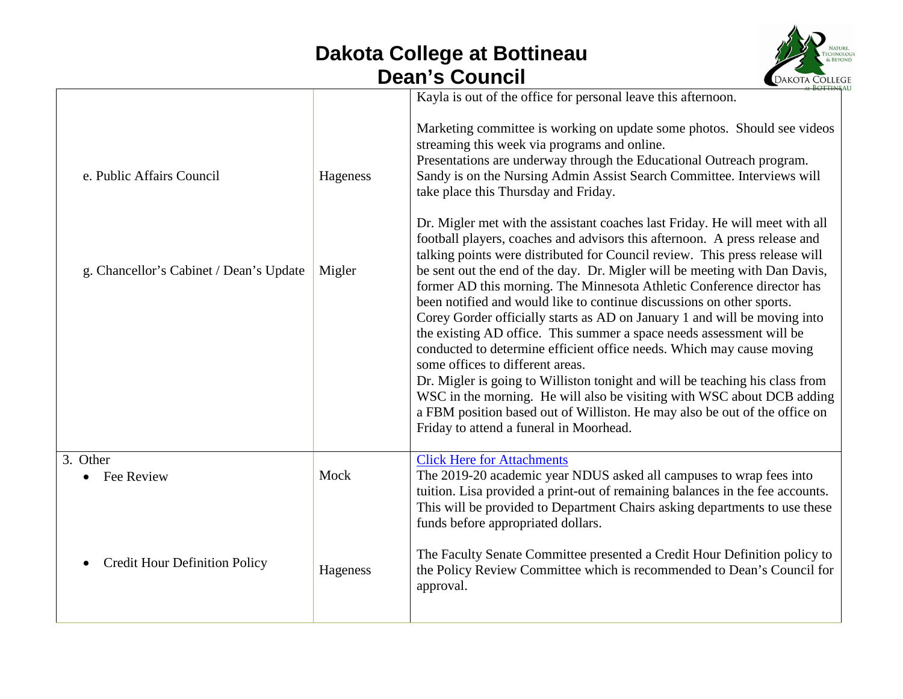# Dakota College at Bottineau
## Dean's Council

| | | |
|---|---|---|
| e. Public Affairs Council | Hageness | Kayla is out of the office for personal leave this afternoon.<br><br>Marketing committee is working on update some photos. Should see videos streaming this week via programs and online.<br>Presentations are underway through the Educational Outreach program.<br>Sandy is on the Nursing Admin Assist Search Committee. Interviews will take place this Thursday and Friday. |
| g. Chancellor's Cabinet / Dean's Update | Migler | Dr. Migler met with the assistant coaches last Friday. He will meet with all football players, coaches and advisors this afternoon. A press release and talking points were distributed for Council review. This press release will be sent out the end of the day. Dr. Migler will be meeting with Dan Davis, former AD this morning. The Minnesota Athletic Conference director has been notified and would like to continue discussions on other sports.<br>Corey Gorder officially starts as AD on January 1 and will be moving into the existing AD office. This summer a space needs assessment will be conducted to determine efficient office needs. Which may cause moving some offices to different areas.<br>Dr. Migler is going to Williston tonight and will be teaching his class from WSC in the morning. He will also be visiting with WSC about DCB adding a FBM position based out of Williston. He may also be out of the office on Friday to attend a funeral in Moorhead. |
| 3. Other<br>• Fee Review | Mock | Click Here for Attachments<br>The 2019-20 academic year NDUS asked all campuses to wrap fees into tuition. Lisa provided a print-out of remaining balances in the fee accounts. This will be provided to Department Chairs asking departments to use these funds before appropriated dollars. |
| • Credit Hour Definition Policy | Hageness | The Faculty Senate Committee presented a Credit Hour Definition policy to the Policy Review Committee which is recommended to Dean's Council for approval. |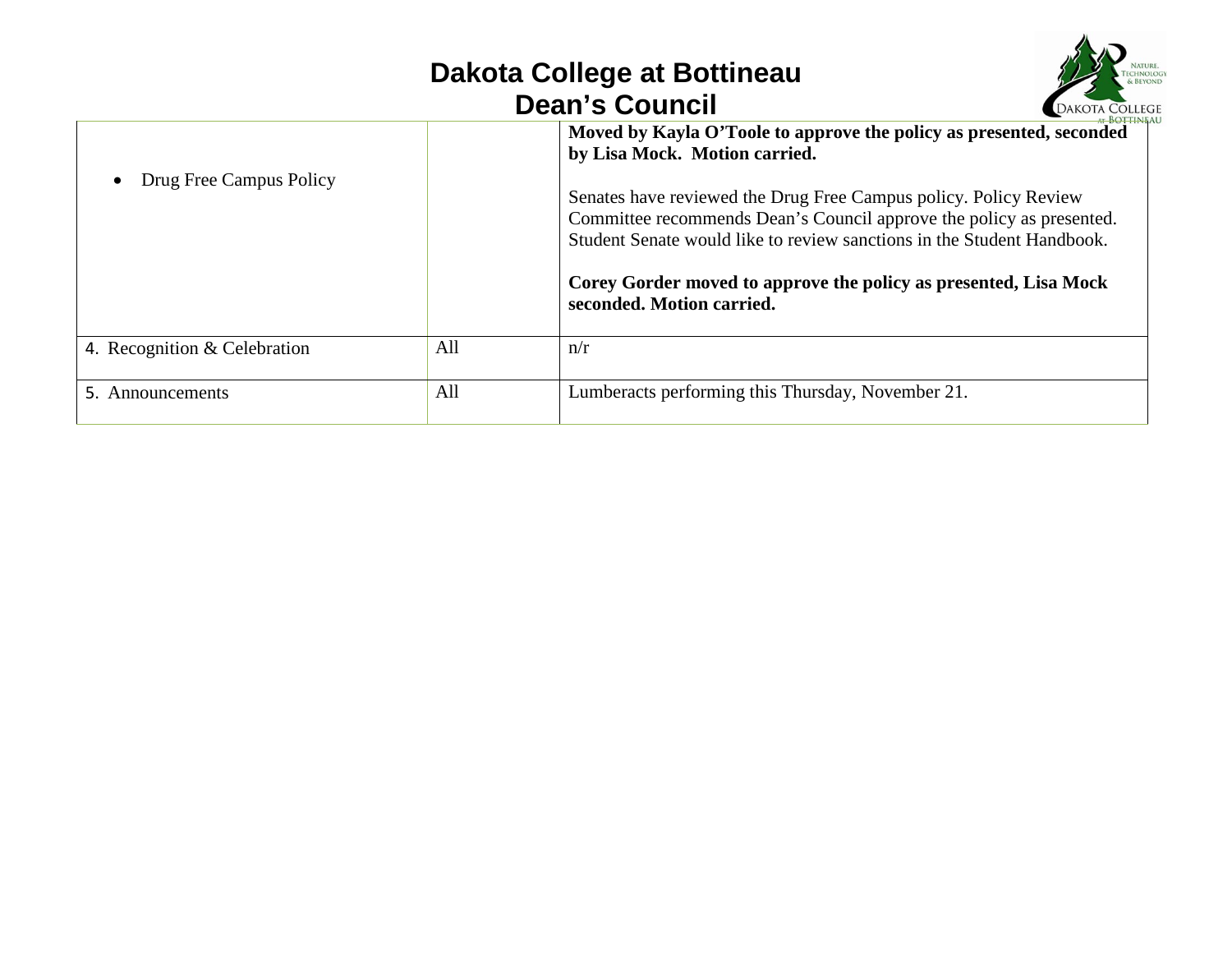# Dakota College at Bottineau
# Dean's Council

| | | |
|---|---|---|
| • Drug Free Campus Policy | | **Moved by Kayla O'Toole to approve the policy as presented, seconded by Lisa Mock. Motion carried.**<br><br>Senates have reviewed the Drug Free Campus policy. Policy Review Committee recommends Dean's Council approve the policy as presented. Student Senate would like to review sanctions in the Student Handbook.<br><br>**Corey Gorder moved to approve the policy as presented, Lisa Mock seconded. Motion carried.** |
| 4. Recognition & Celebration | All | n/r |
| 5. Announcements | All | Lumberacts performing this Thursday, November 21. |